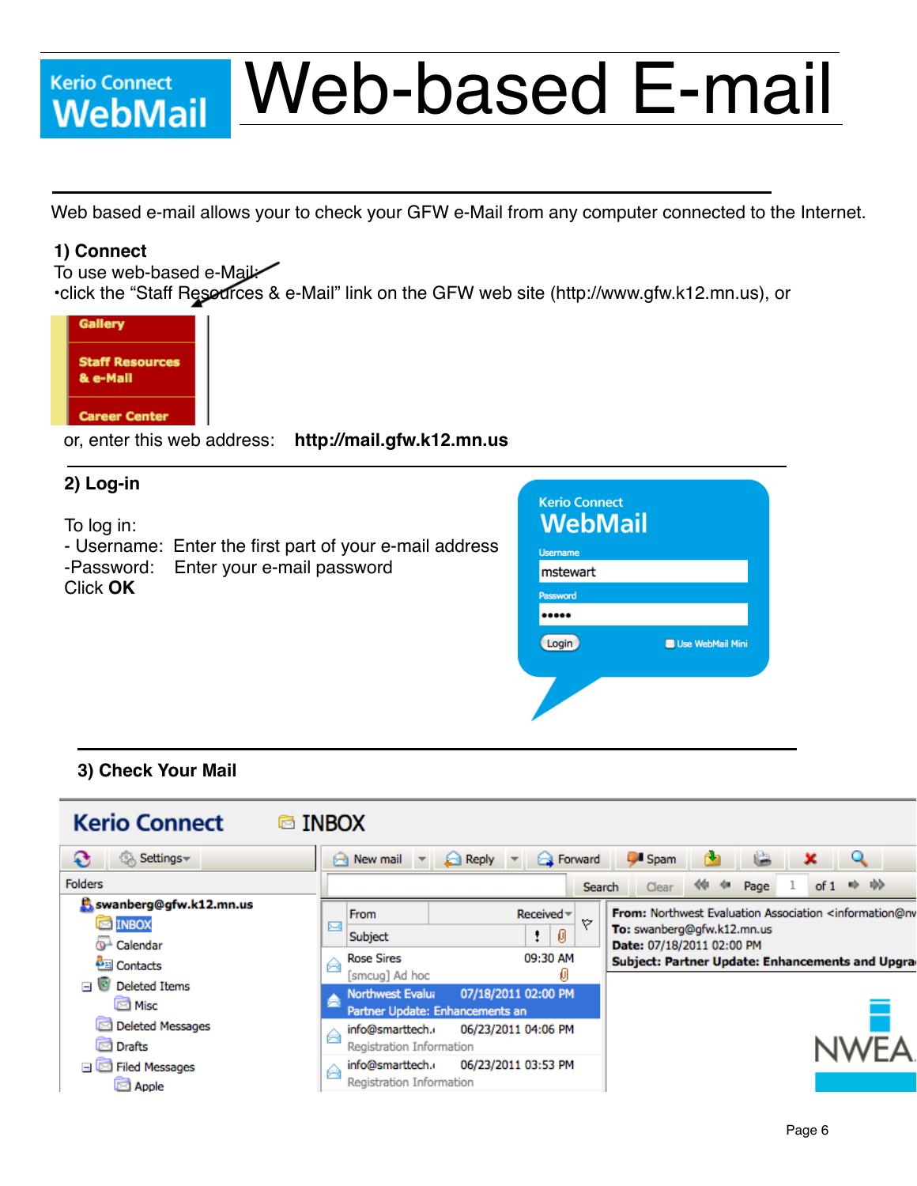# Kerio Connect WebMail — Web-based E-mail

Web based e-mail allows your to check your GFW e-Mail from any computer connected to the Internet.

## 1) Connect

To use web-based e-Mail:

•click the “Staff Resources & e-Mail” link on the GFW web site (http://www.gfw.k12.mn.us), or

or, enter this web address: **http://mail.gfw.k12.mn.us**

## 2) Log-in

To log in:

- Username: Enter the first part of your e-mail address
- Password: Enter your e-mail password

Click **OK**

## 3) Check Your Mail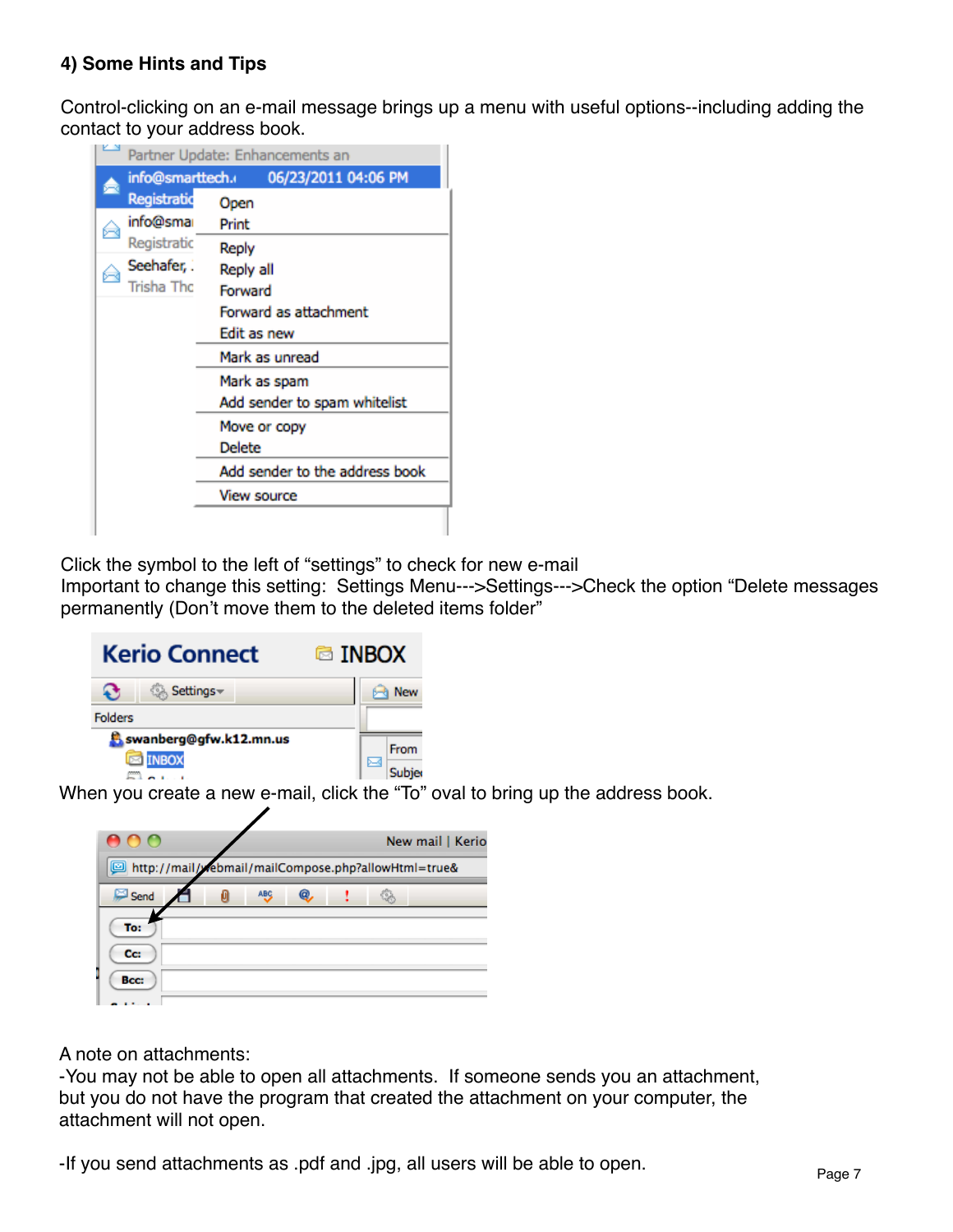### 4) Some Hints and Tips

Control-clicking on an e-mail message brings up a menu with useful options--including adding the contact to your address book.

Click the symbol to the left of "settings" to check for new e-mail
Important to change this setting: Settings Menu--->Settings--->Check the option "Delete messages permanently (Don't move them to the deleted items folder"

When you create a new e-mail, click the "To" oval to bring up the address book.

A note on attachments:
-You may not be able to open all attachments. If someone sends you an attachment, but you do not have the program that created the attachment on your computer, the attachment will not open.

-If you send attachments as .pdf and .jpg, all users will be able to open.